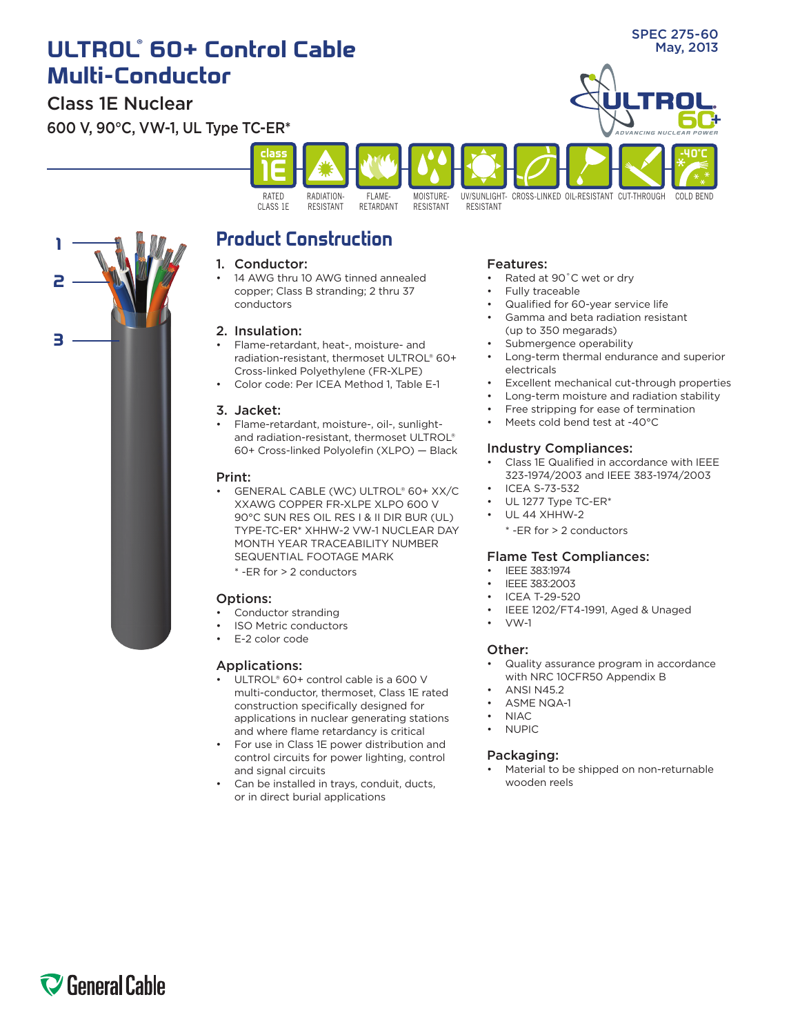SPEC 275-60
May, 2013

# ULTROL® 60+ Control Cable Multi-Conductor

## Class 1E Nuclear

600 V, 90°C, VW-1, UL Type TC-ER*

RATED CLASS 1E | RADIATION-RESISTANT | FLAME-RETARDANT | MOISTURE-RESISTANT | UV/SUNLIGHT-RESISTANT | CROSS-LINKED | OIL-RESISTANT | CUT-THROUGH | COLD BEND

## Product Construction

### 1. Conductor:

- 14 AWG thru 10 AWG tinned annealed copper; Class B stranding; 2 thru 37 conductors

### 2. Insulation:

- Flame-retardant, heat-, moisture- and radiation-resistant, thermoset ULTROL® 60+ Cross-linked Polyethylene (FR-XLPE)
- Color code: Per ICEA Method 1, Table E-1

### 3. Jacket:

- Flame-retardant, moisture-, oil-, sunlight- and radiation-resistant, thermoset ULTROL® 60+ Cross-linked Polyolefin (XLPO) — Black

### Print:

- GENERAL CABLE (WC) ULTROL® 60+ XX/C XXAWG COPPER FR-XLPE XLPO 600 V 90°C SUN RES OIL RES I & II DIR BUR (UL) TYPE-TC-ER* XHHW-2 VW-1 NUCLEAR DAY MONTH YEAR TRACEABILITY NUMBER SEQUENTIAL FOOTAGE MARK

  * -ER for > 2 conductors

### Options:

- Conductor stranding
- ISO Metric conductors
- E-2 color code

### Applications:

- ULTROL® 60+ control cable is a 600 V multi-conductor, thermoset, Class 1E rated construction specifically designed for applications in nuclear generating stations and where flame retardancy is critical
- For use in Class 1E power distribution and control circuits for power lighting, control and signal circuits
- Can be installed in trays, conduit, ducts, or in direct burial applications

### Features:

- Rated at 90˚C wet or dry
- Fully traceable
- Qualified for 60-year service life
- Gamma and beta radiation resistant (up to 350 megarads)
- Submergence operability
- Long-term thermal endurance and superior electricals
- Excellent mechanical cut-through properties
- Long-term moisture and radiation stability
- Free stripping for ease of termination
- Meets cold bend test at -40°C

### Industry Compliances:

- Class 1E Qualified in accordance with IEEE 323-1974/2003 and IEEE 383-1974/2003
- ICEA S-73-532
- UL 1277 Type TC-ER*
- UL 44 XHHW-2

  * -ER for > 2 conductors

### Flame Test Compliances:

- IEEE 383:1974
- IEEE 383:2003
- ICEA T-29-520
- IEEE 1202/FT4-1991, Aged & Unaged
- VW-1

### Other:

- Quality assurance program in accordance with NRC 10CFR50 Appendix B
- ANSI N45.2
- ASME NQA-1
- NIAC
- NUPIC

### Packaging:

- Material to be shipped on non-returnable wooden reels

General Cable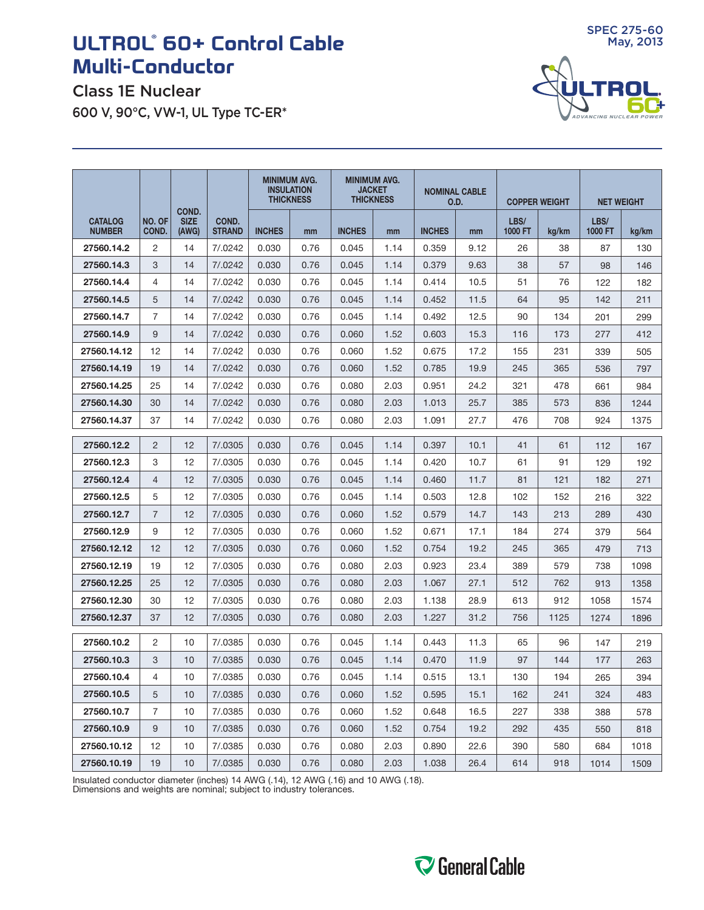# ULTROL® 60+ Control Cable Multi-Conductor

SPEC 275-60
May, 2013

## Class 1E Nuclear

600 V, 90°C, VW-1, UL Type TC-ER*

| CATALOG NUMBER | NO. OF COND. | COND. SIZE (AWG) | COND. STRAND | MINIMUM AVG. INSULATION THICKNESS | | MINIMUM AVG. JACKET THICKNESS | | NOMINAL CABLE O.D. | | COPPER WEIGHT | | NET WEIGHT | |
|---|---|---|---|---|---|---|---|---|---|---|---|---|---|
| | | | | INCHES | mm | INCHES | mm | INCHES | mm | LBS/ 1000 FT | kg/km | LBS/ 1000 FT | kg/km |
| 27560.14.2 | 2 | 14 | 7/.0242 | 0.030 | 0.76 | 0.045 | 1.14 | 0.359 | 9.12 | 26 | 38 | 87 | 130 |
| 27560.14.3 | 3 | 14 | 7/.0242 | 0.030 | 0.76 | 0.045 | 1.14 | 0.379 | 9.63 | 38 | 57 | 98 | 146 |
| 27560.14.4 | 4 | 14 | 7/.0242 | 0.030 | 0.76 | 0.045 | 1.14 | 0.414 | 10.5 | 51 | 76 | 122 | 182 |
| 27560.14.5 | 5 | 14 | 7/.0242 | 0.030 | 0.76 | 0.045 | 1.14 | 0.452 | 11.5 | 64 | 95 | 142 | 211 |
| 27560.14.7 | 7 | 14 | 7/.0242 | 0.030 | 0.76 | 0.045 | 1.14 | 0.492 | 12.5 | 90 | 134 | 201 | 299 |
| 27560.14.9 | 9 | 14 | 7/.0242 | 0.030 | 0.76 | 0.060 | 1.52 | 0.603 | 15.3 | 116 | 173 | 277 | 412 |
| 27560.14.12 | 12 | 14 | 7/.0242 | 0.030 | 0.76 | 0.060 | 1.52 | 0.675 | 17.2 | 155 | 231 | 339 | 505 |
| 27560.14.19 | 19 | 14 | 7/.0242 | 0.030 | 0.76 | 0.060 | 1.52 | 0.785 | 19.9 | 245 | 365 | 536 | 797 |
| 27560.14.25 | 25 | 14 | 7/.0242 | 0.030 | 0.76 | 0.080 | 2.03 | 0.951 | 24.2 | 321 | 478 | 661 | 984 |
| 27560.14.30 | 30 | 14 | 7/.0242 | 0.030 | 0.76 | 0.080 | 2.03 | 1.013 | 25.7 | 385 | 573 | 836 | 1244 |
| 27560.14.37 | 37 | 14 | 7/.0242 | 0.030 | 0.76 | 0.080 | 2.03 | 1.091 | 27.7 | 476 | 708 | 924 | 1375 |
| 27560.12.2 | 2 | 12 | 7/.0305 | 0.030 | 0.76 | 0.045 | 1.14 | 0.397 | 10.1 | 41 | 61 | 112 | 167 |
| 27560.12.3 | 3 | 12 | 7/.0305 | 0.030 | 0.76 | 0.045 | 1.14 | 0.420 | 10.7 | 61 | 91 | 129 | 192 |
| 27560.12.4 | 4 | 12 | 7/.0305 | 0.030 | 0.76 | 0.045 | 1.14 | 0.460 | 11.7 | 81 | 121 | 182 | 271 |
| 27560.12.5 | 5 | 12 | 7/.0305 | 0.030 | 0.76 | 0.045 | 1.14 | 0.503 | 12.8 | 102 | 152 | 216 | 322 |
| 27560.12.7 | 7 | 12 | 7/.0305 | 0.030 | 0.76 | 0.060 | 1.52 | 0.579 | 14.7 | 143 | 213 | 289 | 430 |
| 27560.12.9 | 9 | 12 | 7/.0305 | 0.030 | 0.76 | 0.060 | 1.52 | 0.671 | 17.1 | 184 | 274 | 379 | 564 |
| 27560.12.12 | 12 | 12 | 7/.0305 | 0.030 | 0.76 | 0.060 | 1.52 | 0.754 | 19.2 | 245 | 365 | 479 | 713 |
| 27560.12.19 | 19 | 12 | 7/.0305 | 0.030 | 0.76 | 0.080 | 2.03 | 0.923 | 23.4 | 389 | 579 | 738 | 1098 |
| 27560.12.25 | 25 | 12 | 7/.0305 | 0.030 | 0.76 | 0.080 | 2.03 | 1.067 | 27.1 | 512 | 762 | 913 | 1358 |
| 27560.12.30 | 30 | 12 | 7/.0305 | 0.030 | 0.76 | 0.080 | 2.03 | 1.138 | 28.9 | 613 | 912 | 1058 | 1574 |
| 27560.12.37 | 37 | 12 | 7/.0305 | 0.030 | 0.76 | 0.080 | 2.03 | 1.227 | 31.2 | 756 | 1125 | 1274 | 1896 |
| 27560.10.2 | 2 | 10 | 7/.0385 | 0.030 | 0.76 | 0.045 | 1.14 | 0.443 | 11.3 | 65 | 96 | 147 | 219 |
| 27560.10.3 | 3 | 10 | 7/.0385 | 0.030 | 0.76 | 0.045 | 1.14 | 0.470 | 11.9 | 97 | 144 | 177 | 263 |
| 27560.10.4 | 4 | 10 | 7/.0385 | 0.030 | 0.76 | 0.045 | 1.14 | 0.515 | 13.1 | 130 | 194 | 265 | 394 |
| 27560.10.5 | 5 | 10 | 7/.0385 | 0.030 | 0.76 | 0.060 | 1.52 | 0.595 | 15.1 | 162 | 241 | 324 | 483 |
| 27560.10.7 | 7 | 10 | 7/.0385 | 0.030 | 0.76 | 0.060 | 1.52 | 0.648 | 16.5 | 227 | 338 | 388 | 578 |
| 27560.10.9 | 9 | 10 | 7/.0385 | 0.030 | 0.76 | 0.060 | 1.52 | 0.754 | 19.2 | 292 | 435 | 550 | 818 |
| 27560.10.12 | 12 | 10 | 7/.0385 | 0.030 | 0.76 | 0.080 | 2.03 | 0.890 | 22.6 | 390 | 580 | 684 | 1018 |
| 27560.10.19 | 19 | 10 | 7/.0385 | 0.030 | 0.76 | 0.080 | 2.03 | 1.038 | 26.4 | 614 | 918 | 1014 | 1509 |

Insulated conductor diameter (inches) 14 AWG (.14), 12 AWG (.16) and 10 AWG (.18).
Dimensions and weights are nominal; subject to industry tolerances.